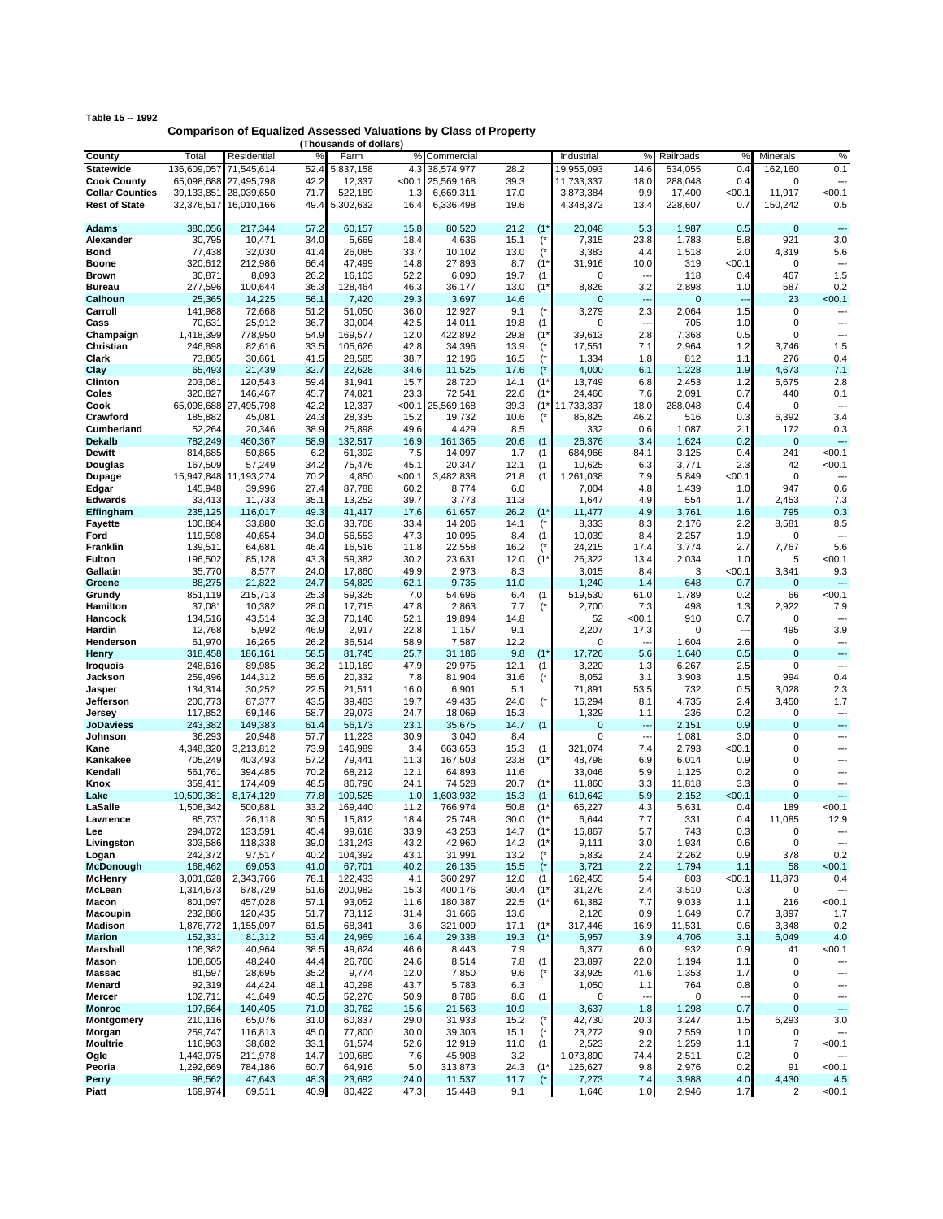**Table 15 -- 1992**

## Comparison of Equalized Assessed Valuations by Class of Property

**(Thousands of dollars)**

| County | Total | Residential | % | Farm | % | Commercial | % | | Industrial | % | Railroads | % | Minerals | % |
|---|---|---|---|---|---|---|---|---|---|---|---|---|---|---|
| **Statewide** | 136,609,057 | 71,545,614 | 52.4 | 5,837,158 | 4.3 | 38,574,977 | 28.2 | | 19,955,093 | 14.6 | 534,055 | 0.4 | 162,160 | 0.1 |
| **Cook County** | 65,098,688 | 27,495,798 | 42.2 | 12,337 | <00.1 | 25,569,168 | 39.3 | | 11,733,337 | 18.0 | 288,048 | 0.4 | 0 | --- |
| **Collar Counties** | 39,133,851 | 28,039,650 | 71.7 | 522,189 | 1.3 | 6,669,311 | 17.0 | | 3,873,384 | 9.9 | 17,400 | <00.1 | 11,917 | <00.1 |
| **Rest of State** | 32,376,517 | 16,010,166 | 49.4 | 5,302,632 | 16.4 | 6,336,498 | 19.6 | | 4,348,372 | 13.4 | 228,607 | 0.7 | 150,242 | 0.5 |
| **Adams** | 380,056 | 217,344 | 57.2 | 60,157 | 15.8 | 80,520 | 21.2 | (1* | 20,048 | 5.3 | 1,987 | 0.5 | 0 | --- |
| **Alexander** | 30,795 | 10,471 | 34.0 | 5,669 | 18.4 | 4,636 | 15.1 | (* | 7,315 | 23.8 | 1,783 | 5.8 | 921 | 3.0 |
| **Bond** | 77,438 | 32,030 | 41.4 | 26,085 | 33.7 | 10,102 | 13.0 | (* | 3,383 | 4.4 | 1,518 | 2.0 | 4,319 | 5.6 |
| **Boone** | 320,612 | 212,986 | 66.4 | 47,499 | 14.8 | 27,893 | 8.7 | (1* | 31,916 | 10.0 | 319 | <00.1 | 0 | --- |
| **Brown** | 30,871 | 8,093 | 26.2 | 16,103 | 52.2 | 6,090 | 19.7 | (1 | 0 | --- | 118 | 0.4 | 467 | 1.5 |
| **Bureau** | 277,596 | 100,644 | 36.3 | 128,464 | 46.3 | 36,177 | 13.0 | (1* | 8,826 | 3.2 | 2,898 | 1.0 | 587 | 0.2 |
| **Calhoun** | 25,365 | 14,225 | 56.1 | 7,420 | 29.3 | 3,697 | 14.6 | | 0 | --- | 0 | --- | 23 | <00.1 |
| **Carroll** | 141,988 | 72,668 | 51.2 | 51,050 | 36.0 | 12,927 | 9.1 | (* | 3,279 | 2.3 | 2,064 | 1.5 | 0 | --- |
| **Cass** | 70,631 | 25,912 | 36.7 | 30,004 | 42.5 | 14,011 | 19.8 | (1 | 0 | --- | 705 | 1.0 | 0 | --- |
| **Champaign** | 1,418,399 | 778,950 | 54.9 | 169,577 | 12.0 | 422,892 | 29.8 | (1* | 39,613 | 2.8 | 7,368 | 0.5 | 0 | --- |
| **Christian** | 246,898 | 82,616 | 33.5 | 105,626 | 42.8 | 34,396 | 13.9 | (* | 17,551 | 7.1 | 2,964 | 1.2 | 3,746 | 1.5 |
| **Clark** | 73,865 | 30,661 | 41.5 | 28,585 | 38.7 | 12,196 | 16.5 | (* | 1,334 | 1.8 | 812 | 1.1 | 276 | 0.4 |
| **Clay** | 65,493 | 21,439 | 32.7 | 22,628 | 34.6 | 11,525 | 17.6 | (* | 4,000 | 6.1 | 1,228 | 1.9 | 4,673 | 7.1 |
| **Clinton** | 203,081 | 120,543 | 59.4 | 31,941 | 15.7 | 28,720 | 14.1 | (1* | 13,749 | 6.8 | 2,453 | 1.2 | 5,675 | 2.8 |
| **Coles** | 320,827 | 146,467 | 45.7 | 74,821 | 23.3 | 72,541 | 22.6 | (1* | 24,466 | 7.6 | 2,091 | 0.7 | 440 | 0.1 |
| **Cook** | 65,098,688 | 27,495,798 | 42.2 | 12,337 | <00.1 | 25,569,168 | 39.3 | (1* | 11,733,337 | 18.0 | 288,048 | 0.4 | 0 | --- |
| **Crawford** | 185,882 | 45,081 | 24.3 | 28,335 | 15.2 | 19,732 | 10.6 | (* | 85,825 | 46.2 | 516 | 0.3 | 6,392 | 3.4 |
| **Cumberland** | 52,264 | 20,346 | 38.9 | 25,898 | 49.6 | 4,429 | 8.5 | | 332 | 0.6 | 1,087 | 2.1 | 172 | 0.3 |
| **Dekalb** | 782,249 | 460,367 | 58.9 | 132,517 | 16.9 | 161,365 | 20.6 | (1 | 26,376 | 3.4 | 1,624 | 0.2 | 0 | --- |
| **Dewitt** | 814,685 | 50,865 | 6.2 | 61,392 | 7.5 | 14,097 | 1.7 | (1 | 684,966 | 84.1 | 3,125 | 0.4 | 241 | <00.1 |
| **Douglas** | 167,509 | 57,249 | 34.2 | 75,476 | 45.1 | 20,347 | 12.1 | (1 | 10,625 | 6.3 | 3,771 | 2.3 | 42 | <00.1 |
| **Dupage** | 15,947,848 | 11,193,274 | 70.2 | 4,850 | <00.1 | 3,482,838 | 21.8 | (1 | 1,261,038 | 7.9 | 5,849 | <00.1 | 0 | --- |
| **Edgar** | 145,948 | 39,996 | 27.4 | 87,788 | 60.2 | 8,774 | 6.0 | | 7,004 | 4.8 | 1,439 | 1.0 | 947 | 0.6 |
| **Edwards** | 33,413 | 11,733 | 35.1 | 13,252 | 39.7 | 3,773 | 11.3 | | 1,647 | 4.9 | 554 | 1.7 | 2,453 | 7.3 |
| **Effingham** | 235,125 | 116,017 | 49.3 | 41,417 | 17.6 | 61,657 | 26.2 | (1* | 11,477 | 4.9 | 3,761 | 1.6 | 795 | 0.3 |
| **Fayette** | 100,884 | 33,880 | 33.6 | 33,708 | 33.4 | 14,206 | 14.1 | (* | 8,333 | 8.3 | 2,176 | 2.2 | 8,581 | 8.5 |
| **Ford** | 119,598 | 40,654 | 34.0 | 56,553 | 47.3 | 10,095 | 8.4 | (1 | 10,039 | 8.4 | 2,257 | 1.9 | 0 | --- |
| **Franklin** | 139,511 | 64,681 | 46.4 | 16,516 | 11.8 | 22,558 | 16.2 | (* | 24,215 | 17.4 | 3,774 | 2.7 | 7,767 | 5.6 |
| **Fulton** | 196,502 | 85,128 | 43.3 | 59,382 | 30.2 | 23,631 | 12.0 | (1* | 26,322 | 13.4 | 2,034 | 1.0 | 5 | <00.1 |
| **Gallatin** | 35,770 | 8,577 | 24.0 | 17,860 | 49.9 | 2,973 | 8.3 | | 3,015 | 8.4 | 3 | <00.1 | 3,341 | 9.3 |
| **Greene** | 88,275 | 21,822 | 24.7 | 54,829 | 62.1 | 9,735 | 11.0 | | 1,240 | 1.4 | 648 | 0.7 | 0 | --- |
| **Grundy** | 851,119 | 215,713 | 25.3 | 59,325 | 7.0 | 54,696 | 6.4 | (1 | 519,530 | 61.0 | 1,789 | 0.2 | 66 | <00.1 |
| **Hamilton** | 37,081 | 10,382 | 28.0 | 17,715 | 47.8 | 2,863 | 7.7 | (* | 2,700 | 7.3 | 498 | 1.3 | 2,922 | 7.9 |
| **Hancock** | 134,516 | 43,514 | 32.3 | 70,146 | 52.1 | 19,894 | 14.8 | | 52 | <00.1 | 910 | 0.7 | 0 | --- |
| **Hardin** | 12,768 | 5,992 | 46.9 | 2,917 | 22.8 | 1,157 | 9.1 | | 2,207 | 17.3 | 0 | --- | 495 | 3.9 |
| **Henderson** | 61,970 | 16,265 | 26.2 | 36,514 | 58.9 | 7,587 | 12.2 | | 0 | --- | 1,604 | 2.6 | 0 | --- |
| **Henry** | 318,458 | 186,161 | 58.5 | 81,745 | 25.7 | 31,186 | 9.8 | (1* | 17,726 | 5.6 | 1,640 | 0.5 | 0 | --- |
| **Iroquois** | 248,616 | 89,985 | 36.2 | 119,169 | 47.9 | 29,975 | 12.1 | (1 | 3,220 | 1.3 | 6,267 | 2.5 | 0 | --- |
| **Jackson** | 259,496 | 144,312 | 55.6 | 20,332 | 7.8 | 81,904 | 31.6 | (* | 8,052 | 3.1 | 3,903 | 1.5 | 994 | 0.4 |
| **Jasper** | 134,314 | 30,252 | 22.5 | 21,511 | 16.0 | 6,901 | 5.1 | | 71,891 | 53.5 | 732 | 0.5 | 3,028 | 2.3 |
| **Jefferson** | 200,773 | 87,377 | 43.5 | 39,483 | 19.7 | 49,435 | 24.6 | (* | 16,294 | 8.1 | 4,735 | 2.4 | 3,450 | 1.7 |
| **Jersey** | 117,852 | 69,146 | 58.7 | 29,073 | 24.7 | 18,069 | 15.3 | | 1,329 | 1.1 | 236 | 0.2 | 0 | --- |
| **JoDaviess** | 243,382 | 149,383 | 61.4 | 56,173 | 23.1 | 35,675 | 14.7 | (1 | 0 | --- | 2,151 | 0.9 | 0 | --- |
| **Johnson** | 36,293 | 20,948 | 57.7 | 11,223 | 30.9 | 3,040 | 8.4 | | 0 | --- | 1,081 | 3.0 | 0 | --- |
| **Kane** | 4,348,320 | 3,213,812 | 73.9 | 146,989 | 3.4 | 663,653 | 15.3 | (1 | 321,074 | 7.4 | 2,793 | <00.1 | 0 | --- |
| **Kankakee** | 705,249 | 403,493 | 57.2 | 79,441 | 11.3 | 167,503 | 23.8 | (1* | 48,798 | 6.9 | 6,014 | 0.9 | 0 | --- |
| **Kendall** | 561,761 | 394,485 | 70.2 | 68,212 | 12.1 | 64,893 | 11.6 | | 33,046 | 5.9 | 1,125 | 0.2 | 0 | --- |
| **Knox** | 359,411 | 174,409 | 48.5 | 86,796 | 24.1 | 74,528 | 20.7 | (1* | 11,860 | 3.3 | 11,818 | 3.3 | 0 | --- |
| **Lake** | 10,509,381 | 8,174,129 | 77.8 | 109,525 | 1.0 | 1,603,932 | 15.3 | (1 | 619,642 | 5.9 | 2,152 | <00.1 | 0 | --- |
| **LaSalle** | 1,508,342 | 500,881 | 33.2 | 169,440 | 11.2 | 766,974 | 50.8 | (1* | 65,227 | 4.3 | 5,631 | 0.4 | 189 | <00.1 |
| **Lawrence** | 85,737 | 26,118 | 30.5 | 15,812 | 18.4 | 25,748 | 30.0 | (1* | 6,644 | 7.7 | 331 | 0.4 | 11,085 | 12.9 |
| **Lee** | 294,072 | 133,591 | 45.4 | 99,618 | 33.9 | 43,253 | 14.7 | (1* | 16,867 | 5.7 | 743 | 0.3 | 0 | --- |
| **Livingston** | 303,586 | 118,338 | 39.0 | 131,243 | 43.2 | 42,960 | 14.2 | (1* | 9,111 | 3.0 | 1,934 | 0.6 | 0 | --- |
| **Logan** | 242,372 | 97,517 | 40.2 | 104,392 | 43.1 | 31,991 | 13.2 | (* | 5,832 | 2.4 | 2,262 | 0.9 | 378 | 0.2 |
| **McDonough** | 168,462 | 69,053 | 41.0 | 67,701 | 40.2 | 26,135 | 15.5 | (* | 3,721 | 2.2 | 1,794 | 1.1 | 58 | <00.1 |
| **McHenry** | 3,001,628 | 2,343,766 | 78.1 | 122,433 | 4.1 | 360,297 | 12.0 | (1 | 162,455 | 5.4 | 803 | <00.1 | 11,873 | 0.4 |
| **McLean** | 1,314,673 | 678,729 | 51.6 | 200,982 | 15.3 | 400,176 | 30.4 | (1* | 31,276 | 2.4 | 3,510 | 0.3 | 0 | --- |
| **Macon** | 801,097 | 457,028 | 57.1 | 93,052 | 11.6 | 180,387 | 22.5 | (1* | 61,382 | 7.7 | 9,033 | 1.1 | 216 | <00.1 |
| **Macoupin** | 232,886 | 120,435 | 51.7 | 73,112 | 31.4 | 31,666 | 13.6 | | 2,126 | 0.9 | 1,649 | 0.7 | 3,897 | 1.7 |
| **Madison** | 1,876,772 | 1,155,097 | 61.5 | 68,341 | 3.6 | 321,009 | 17.1 | (1* | 317,446 | 16.9 | 11,531 | 0.6 | 3,348 | 0.2 |
| **Marion** | 152,331 | 81,312 | 53.4 | 24,969 | 16.4 | 29,338 | 19.3 | (1* | 5,957 | 3.9 | 4,706 | 3.1 | 6,049 | 4.0 |
| **Marshall** | 106,382 | 40,964 | 38.5 | 49,624 | 46.6 | 8,443 | 7.9 | | 6,377 | 6.0 | 932 | 0.9 | 41 | <00.1 |
| **Mason** | 108,605 | 48,240 | 44.4 | 26,760 | 24.6 | 8,514 | 7.8 | (1 | 23,897 | 22.0 | 1,194 | 1.1 | 0 | --- |
| **Massac** | 81,597 | 28,695 | 35.2 | 9,774 | 12.0 | 7,850 | 9.6 | (* | 33,925 | 41.6 | 1,353 | 1.7 | 0 | --- |
| **Menard** | 92,319 | 44,424 | 48.1 | 40,298 | 43.7 | 5,783 | 6.3 | | 1,050 | 1.1 | 764 | 0.8 | 0 | --- |
| **Mercer** | 102,711 | 41,649 | 40.5 | 52,276 | 50.9 | 8,786 | 8.6 | (1 | 0 | --- | 0 | --- | 0 | --- |
| **Monroe** | 197,664 | 140,405 | 71.0 | 30,762 | 15.6 | 21,563 | 10.9 | | 3,637 | 1.8 | 1,298 | 0.7 | 0 | --- |
| **Montgomery** | 210,116 | 65,076 | 31.0 | 60,837 | 29.0 | 31,933 | 15.2 | (* | 42,730 | 20.3 | 3,247 | 1.5 | 6,293 | 3.0 |
| **Morgan** | 259,747 | 116,813 | 45.0 | 77,800 | 30.0 | 39,303 | 15.1 | (* | 23,272 | 9.0 | 2,559 | 1.0 | 0 | --- |
| **Moultrie** | 116,963 | 38,682 | 33.1 | 61,574 | 52.6 | 12,919 | 11.0 | (1 | 2,523 | 2.2 | 1,259 | 1.1 | 7 | <00.1 |
| **Ogle** | 1,443,975 | 211,978 | 14.7 | 109,689 | 7.6 | 45,908 | 3.2 | | 1,073,890 | 74.4 | 2,511 | 0.2 | 0 | --- |
| **Peoria** | 1,292,669 | 784,186 | 60.7 | 64,916 | 5.0 | 313,873 | 24.3 | (1* | 126,627 | 9.8 | 2,976 | 0.2 | 91 | <00.1 |
| **Perry** | 98,562 | 47,643 | 48.3 | 23,692 | 24.0 | 11,537 | 11.7 | (* | 7,273 | 7.4 | 3,988 | 4.0 | 4,430 | 4.5 |
| **Piatt** | 169,974 | 69,511 | 40.9 | 80,422 | 47.3 | 15,448 | 9.1 | | 1,646 | 1.0 | 2,946 | 1.7 | 2 | <00.1 |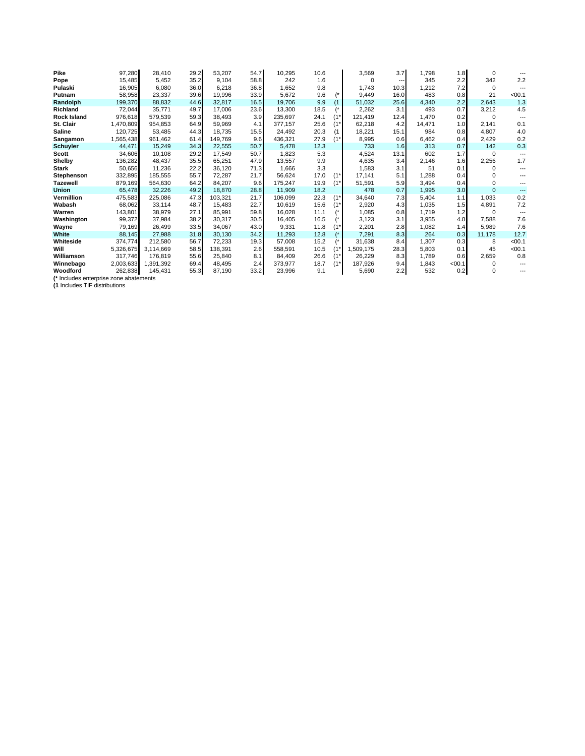| | | | | | | | | | | | | | | | |
|---|---|---|---|---|---|---|---|---|---|---|---|---|---|---|---|
| **Pike** | 97,280 | 28,410 | 29.2 | 53,207 | 54.7 | 10,295 | 10.6 | | 3,569 | 3.7 | 1,798 | 1.8 | 0 | --- |
| **Pope** | 15,485 | 5,452 | 35.2 | 9,104 | 58.8 | 242 | 1.6 | | 0 | --- | 345 | 2.2 | 342 | 2.2 |
| **Pulaski** | 16,905 | 6,080 | 36.0 | 6,218 | 36.8 | 1,652 | 9.8 | | 1,743 | 10.3 | 1,212 | 7.2 | 0 | --- |
| **Putnam** | 58,958 | 23,337 | 39.6 | 19,996 | 33.9 | 5,672 | 9.6 | (* | 9,449 | 16.0 | 483 | 0.8 | 21 | <00.1 |
| **Randolph** | 199,370 | 88,832 | 44.6 | 32,817 | 16.5 | 19,706 | 9.9 | (1 | 51,032 | 25.6 | 4,340 | 2.2 | 2,643 | 1.3 |
| **Richland** | 72,044 | 35,771 | 49.7 | 17,006 | 23.6 | 13,300 | 18.5 | (* | 2,262 | 3.1 | 493 | 0.7 | 3,212 | 4.5 |
| **Rock Island** | 976,618 | 579,539 | 59.3 | 38,493 | 3.9 | 235,697 | 24.1 | (1* | 121,419 | 12.4 | 1,470 | 0.2 | 0 | --- |
| **St. Clair** | 1,470,809 | 954,853 | 64.9 | 59,969 | 4.1 | 377,157 | 25.6 | (1* | 62,218 | 4.2 | 14,471 | 1.0 | 2,141 | 0.1 |
| **Saline** | 120,725 | 53,485 | 44.3 | 18,735 | 15.5 | 24,492 | 20.3 | (1 | 18,221 | 15.1 | 984 | 0.8 | 4,807 | 4.0 |
| **Sangamon** | 1,565,438 | 961,462 | 61.4 | 149,769 | 9.6 | 436,321 | 27.9 | (1* | 8,995 | 0.6 | 6,462 | 0.4 | 2,429 | 0.2 |
| **Schuyler** | 44,471 | 15,249 | 34.3 | 22,555 | 50.7 | 5,478 | 12.3 | | 733 | 1.6 | 313 | 0.7 | 142 | 0.3 |
| **Scott** | 34,606 | 10,108 | 29.2 | 17,549 | 50.7 | 1,823 | 5.3 | | 4,524 | 13.1 | 602 | 1.7 | 0 | --- |
| **Shelby** | 136,282 | 48,437 | 35.5 | 65,251 | 47.9 | 13,557 | 9.9 | | 4,635 | 3.4 | 2,146 | 1.6 | 2,256 | 1.7 |
| **Stark** | 50,656 | 11,236 | 22.2 | 36,120 | 71.3 | 1,666 | 3.3 | | 1,583 | 3.1 | 51 | 0.1 | 0 | --- |
| **Stephenson** | 332,895 | 185,555 | 55.7 | 72,287 | 21.7 | 56,624 | 17.0 | (1* | 17,141 | 5.1 | 1,288 | 0.4 | 0 | --- |
| **Tazewell** | 879,169 | 564,630 | 64.2 | 84,207 | 9.6 | 175,247 | 19.9 | (1* | 51,591 | 5.9 | 3,494 | 0.4 | 0 | --- |
| **Union** | 65,478 | 32,226 | 49.2 | 18,870 | 28.8 | 11,909 | 18.2 | | 478 | 0.7 | 1,995 | 3.0 | 0 | --- |
| **Vermillion** | 475,583 | 225,086 | 47.3 | 103,321 | 21.7 | 106,099 | 22.3 | (1* | 34,640 | 7.3 | 5,404 | 1.1 | 1,033 | 0.2 |
| **Wabash** | 68,062 | 33,114 | 48.7 | 15,483 | 22.7 | 10,619 | 15.6 | (1* | 2,920 | 4.3 | 1,035 | 1.5 | 4,891 | 7.2 |
| **Warren** | 143,801 | 38,979 | 27.1 | 85,991 | 59.8 | 16,028 | 11.1 | (* | 1,085 | 0.8 | 1,719 | 1.2 | 0 | --- |
| **Washington** | 99,372 | 37,984 | 38.2 | 30,317 | 30.5 | 16,405 | 16.5 | (* | 3,123 | 3.1 | 3,955 | 4.0 | 7,588 | 7.6 |
| **Wayne** | 79,169 | 26,499 | 33.5 | 34,067 | 43.0 | 9,331 | 11.8 | (1* | 2,201 | 2.8 | 1,082 | 1.4 | 5,989 | 7.6 |
| **White** | 88,145 | 27,988 | 31.8 | 30,130 | 34.2 | 11,293 | 12.8 | (* | 7,291 | 8.3 | 264 | 0.3 | 11,178 | 12.7 |
| **Whiteside** | 374,774 | 212,580 | 56.7 | 72,233 | 19.3 | 57,008 | 15.2 | (* | 31,638 | 8.4 | 1,307 | 0.3 | 8 | <00.1 |
| **Will** | 5,326,675 | 3,114,669 | 58.5 | 138,391 | 2.6 | 558,591 | 10.5 | (1* | 1,509,175 | 28.3 | 5,803 | 0.1 | 45 | <00.1 |
| **Williamson** | 317,746 | 176,819 | 55.6 | 25,840 | 8.1 | 84,409 | 26.6 | (1* | 26,229 | 8.3 | 1,789 | 0.6 | 2,659 | 0.8 |
| **Winnebago** | 2,003,633 | 1,391,392 | 69.4 | 48,495 | 2.4 | 373,977 | 18.7 | (1* | 187,926 | 9.4 | 1,843 | <00.1 | 0 | --- |
| **Woodford** | 262,838 | 145,431 | 55.3 | 87,190 | 33.2 | 23,996 | 9.1 | | 5,690 | 2.2 | 532 | 0.2 | 0 | --- |

**(*** Includes enterprise zone abatements

**(1** Includes TIF distributions